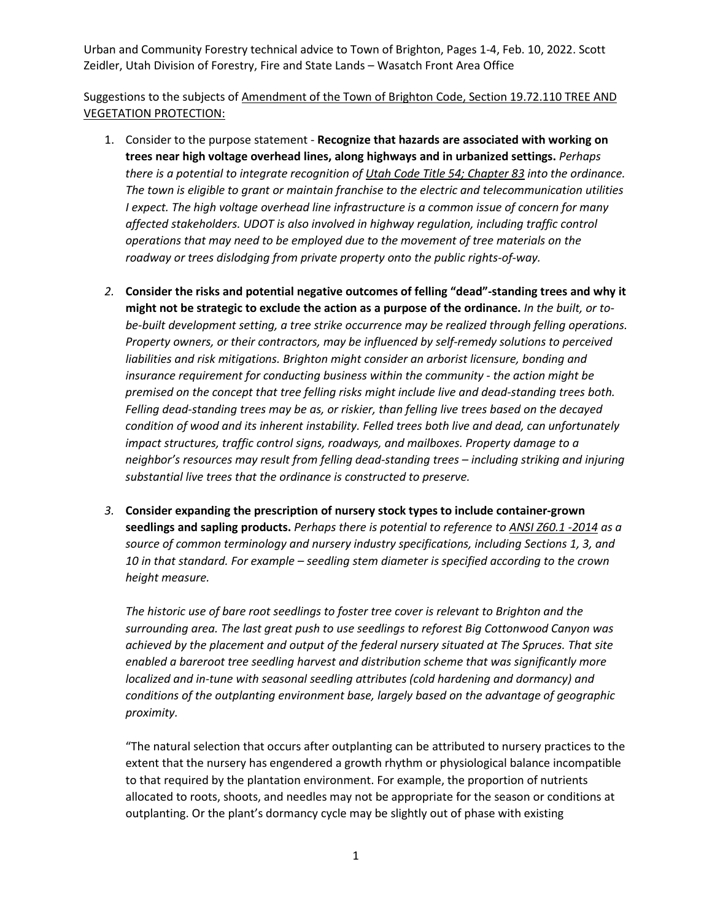Urban and Community Forestry technical advice to Town of Brighton, Pages 1-4, Feb. 10, 2022. Scott Zeidler, Utah Division of Forestry, Fire and State Lands – Wasatch Front Area Office

Suggestions to the subjects of <u>Amendment of the Town of Brighton Code, Section 19.72.110 TREE AND VEGETATION PROTECTION:</u>

1. Consider to the purpose statement - **Recognize that hazards are associated with working on trees near high voltage overhead lines, along highways and in urbanized settings.** *Perhaps there is a potential to integrate recognition of <u>Utah Code Title 54; Chapter 83</u> into the ordinance. The town is eligible to grant or maintain franchise to the electric and telecommunication utilities I expect. The high voltage overhead line infrastructure is a common issue of concern for many affected stakeholders. UDOT is also involved in highway regulation, including traffic control operations that may need to be employed due to the movement of tree materials on the roadway or trees dislodging from private property onto the public rights-of-way.*

2. **Consider the risks and potential negative outcomes of felling "dead"-standing trees and why it might not be strategic to exclude the action as a purpose of the ordinance.** *In the built, or to-be-built development setting, a tree strike occurrence may be realized through felling operations. Property owners, or their contractors, may be influenced by self-remedy solutions to perceived liabilities and risk mitigations. Brighton might consider an arborist licensure, bonding and insurance requirement for conducting business within the community - the action might be premised on the concept that tree felling risks might include live and dead-standing trees both. Felling dead-standing trees may be as, or riskier, than felling live trees based on the decayed condition of wood and its inherent instability. Felled trees both live and dead, can unfortunately impact structures, traffic control signs, roadways, and mailboxes. Property damage to a neighbor's resources may result from felling dead-standing trees – including striking and injuring substantial live trees that the ordinance is constructed to preserve.*

3. **Consider expanding the prescription of nursery stock types to include container-grown seedlings and sapling products.** *Perhaps there is potential to reference to <u>ANSI Z60.1 -2014</u> as a source of common terminology and nursery industry specifications, including Sections 1, 3, and 10 in that standard. For example – seedling stem diameter is specified according to the crown height measure.*

   *The historic use of bare root seedlings to foster tree cover is relevant to Brighton and the surrounding area. The last great push to use seedlings to reforest Big Cottonwood Canyon was achieved by the placement and output of the federal nursery situated at The Spruces. That site enabled a bareroot tree seedling harvest and distribution scheme that was significantly more localized and in-tune with seasonal seedling attributes (cold hardening and dormancy) and conditions of the outplanting environment base, largely based on the advantage of geographic proximity.*

   "The natural selection that occurs after outplanting can be attributed to nursery practices to the extent that the nursery has engendered a growth rhythm or physiological balance incompatible to that required by the plantation environment. For example, the proportion of nutrients allocated to roots, shoots, and needles may not be appropriate for the season or conditions at outplanting. Or the plant's dormancy cycle may be slightly out of phase with existing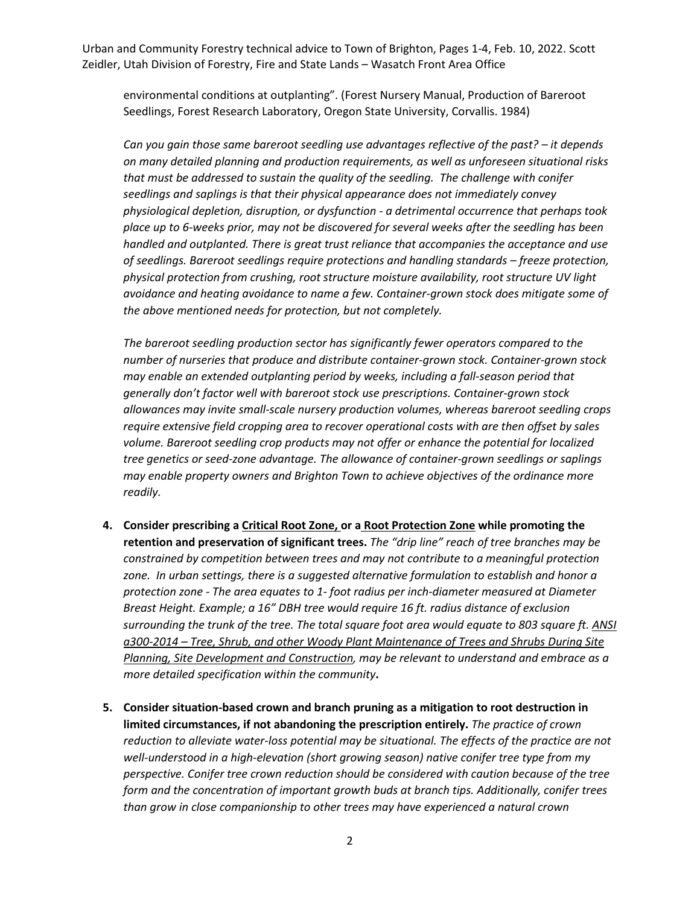environmental conditions at outplanting". (Forest Nursery Manual, Production of Bareroot Seedlings, Forest Research Laboratory, Oregon State University, Corvallis. 1984)

*Can you gain those same bareroot seedling use advantages reflective of the past? – it depends on many detailed planning and production requirements, as well as unforeseen situational risks that must be addressed to sustain the quality of the seedling. The challenge with conifer seedlings and saplings is that their physical appearance does not immediately convey physiological depletion, disruption, or dysfunction - a detrimental occurrence that perhaps took place up to 6-weeks prior, may not be discovered for several weeks after the seedling has been handled and outplanted. There is great trust reliance that accompanies the acceptance and use of seedlings. Bareroot seedlings require protections and handling standards – freeze protection, physical protection from crushing, root structure moisture availability, root structure UV light avoidance and heating avoidance to name a few. Container-grown stock does mitigate some of the above mentioned needs for protection, but not completely.*

*The bareroot seedling production sector has significantly fewer operators compared to the number of nurseries that produce and distribute container-grown stock. Container-grown stock may enable an extended outplanting period by weeks, including a fall-season period that generally don't factor well with bareroot stock use prescriptions. Container-grown stock allowances may invite small-scale nursery production volumes, whereas bareroot seedling crops require extensive field cropping area to recover operational costs with are then offset by sales volume. Bareroot seedling crop products may not offer or enhance the potential for localized tree genetics or seed-zone advantage. The allowance of container-grown seedlings or saplings may enable property owners and Brighton Town to achieve objectives of the ordinance more readily.*

4. **Consider prescribing a Critical Root Zone, or a Root Protection Zone while promoting the retention and preservation of significant trees.** *The "drip line" reach of tree branches may be constrained by competition between trees and may not contribute to a meaningful protection zone. In urban settings, there is a suggested alternative formulation to establish and honor a protection zone - The area equates to 1- foot radius per inch-diameter measured at Diameter Breast Height. Example; a 16" DBH tree would require 16 ft. radius distance of exclusion surrounding the trunk of the tree. The total square foot area would equate to 803 square ft. ANSI a300-2014 – Tree, Shrub, and other Woody Plant Maintenance of Trees and Shrubs During Site Planning, Site Development and Construction, may be relevant to understand and embrace as a more detailed specification within the community*.

5. **Consider situation-based crown and branch pruning as a mitigation to root destruction in limited circumstances, if not abandoning the prescription entirely.** *The practice of crown reduction to alleviate water-loss potential may be situational. The effects of the practice are not well-understood in a high-elevation (short growing season) native conifer tree type from my perspective. Conifer tree crown reduction should be considered with caution because of the tree form and the concentration of important growth buds at branch tips. Additionally, conifer trees than grow in close companionship to other trees may have experienced a natural crown*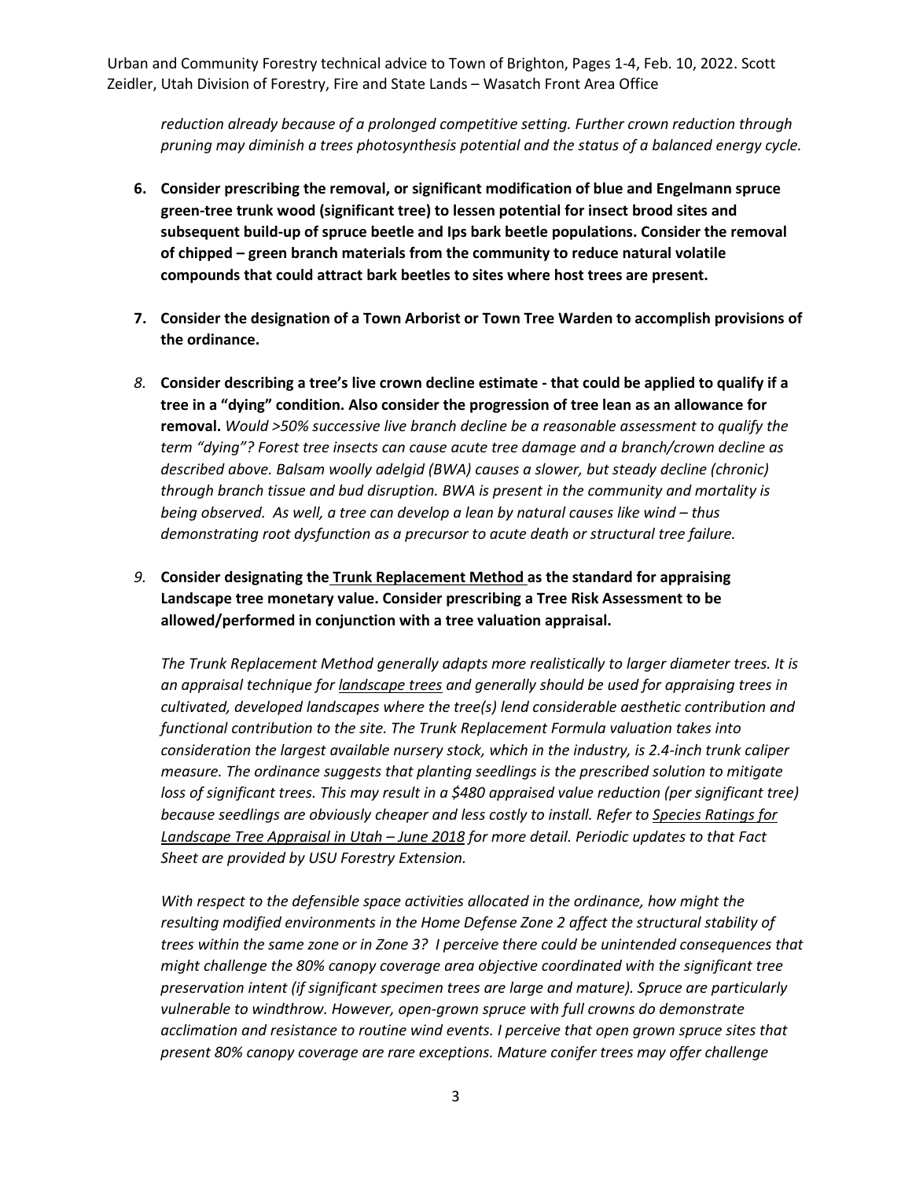*reduction already because of a prolonged competitive setting. Further crown reduction through pruning may diminish a trees photosynthesis potential and the status of a balanced energy cycle.*

6. **Consider prescribing the removal, or significant modification of blue and Engelmann spruce green-tree trunk wood (significant tree) to lessen potential for insect brood sites and subsequent build-up of spruce beetle and Ips bark beetle populations. Consider the removal of chipped – green branch materials from the community to reduce natural volatile compounds that could attract bark beetles to sites where host trees are present.**

7. **Consider the designation of a Town Arborist or Town Tree Warden to accomplish provisions of the ordinance.**

8. **Consider describing a tree's live crown decline estimate - that could be applied to qualify if a tree in a "dying" condition. Also consider the progression of tree lean as an allowance for removal.** *Would >50% successive live branch decline be a reasonable assessment to qualify the term "dying"? Forest tree insects can cause acute tree damage and a branch/crown decline as described above. Balsam woolly adelgid (BWA) causes a slower, but steady decline (chronic) through branch tissue and bud disruption. BWA is present in the community and mortality is being observed. As well, a tree can develop a lean by natural causes like wind – thus demonstrating root dysfunction as a precursor to acute death or structural tree failure.*

9. **Consider designating the Trunk Replacement Method as the standard for appraising Landscape tree monetary value. Consider prescribing a Tree Risk Assessment to be allowed/performed in conjunction with a tree valuation appraisal.**

   *The Trunk Replacement Method generally adapts more realistically to larger diameter trees. It is an appraisal technique for landscape trees and generally should be used for appraising trees in cultivated, developed landscapes where the tree(s) lend considerable aesthetic contribution and functional contribution to the site. The Trunk Replacement Formula valuation takes into consideration the largest available nursery stock, which in the industry, is 2.4-inch trunk caliper measure. The ordinance suggests that planting seedlings is the prescribed solution to mitigate loss of significant trees. This may result in a $480 appraised value reduction (per significant tree) because seedlings are obviously cheaper and less costly to install. Refer to Species Ratings for Landscape Tree Appraisal in Utah – June 2018 for more detail. Periodic updates to that Fact Sheet are provided by USU Forestry Extension.*

   *With respect to the defensible space activities allocated in the ordinance, how might the resulting modified environments in the Home Defense Zone 2 affect the structural stability of trees within the same zone or in Zone 3? I perceive there could be unintended consequences that might challenge the 80% canopy coverage area objective coordinated with the significant tree preservation intent (if significant specimen trees are large and mature). Spruce are particularly vulnerable to windthrow. However, open-grown spruce with full crowns do demonstrate acclimation and resistance to routine wind events. I perceive that open grown spruce sites that present 80% canopy coverage are rare exceptions. Mature conifer trees may offer challenge*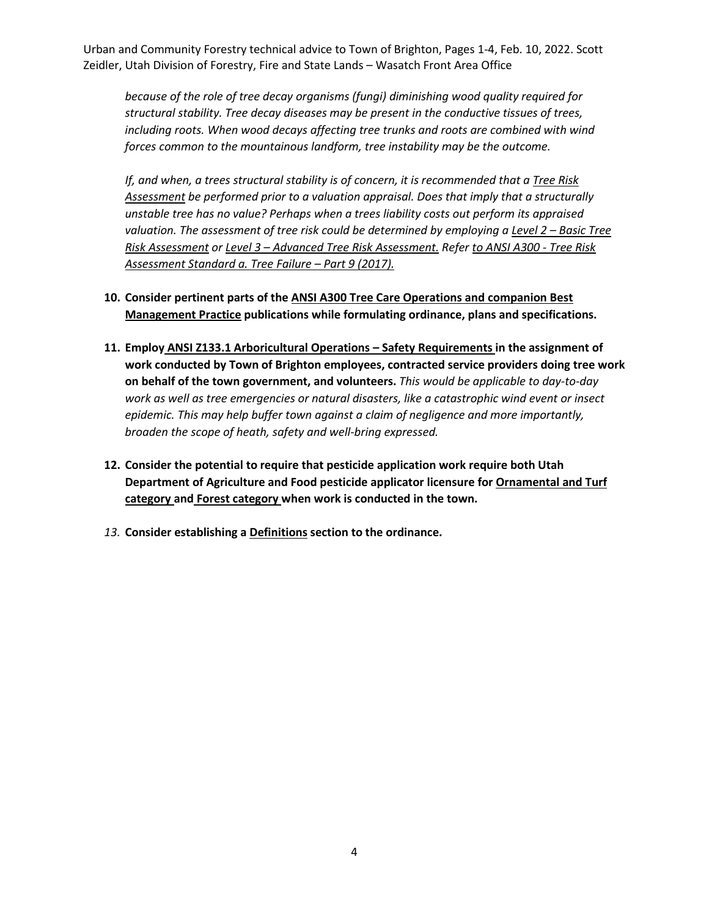*because of the role of tree decay organisms (fungi) diminishing wood quality required for structural stability. Tree decay diseases may be present in the conductive tissues of trees, including roots. When wood decays affecting tree trunks and roots are combined with wind forces common to the mountainous landform, tree instability may be the outcome.*

*If, and when, a trees structural stability is of concern, it is recommended that a Tree Risk Assessment be performed prior to a valuation appraisal. Does that imply that a structurally unstable tree has no value? Perhaps when a trees liability costs out perform its appraised valuation. The assessment of tree risk could be determined by employing a Level 2 – Basic Tree Risk Assessment or Level 3 – Advanced Tree Risk Assessment. Refer to ANSI A300 - Tree Risk Assessment Standard a. Tree Failure – Part 9 (2017).*

10. **Consider pertinent parts of the ANSI A300 Tree Care Operations and companion Best Management Practice publications while formulating ordinance, plans and specifications.**

11. **Employ ANSI Z133.1 Arboricultural Operations – Safety Requirements in the assignment of work conducted by Town of Brighton employees, contracted service providers doing tree work on behalf of the town government, and volunteers.** *This would be applicable to day-to-day work as well as tree emergencies or natural disasters, like a catastrophic wind event or insect epidemic. This may help buffer town against a claim of negligence and more importantly, broaden the scope of heath, safety and well-bring expressed.*

12. **Consider the potential to require that pesticide application work require both Utah Department of Agriculture and Food pesticide applicator licensure for Ornamental and Turf category and Forest category when work is conducted in the town.**

13. **Consider establishing a Definitions section to the ordinance.**